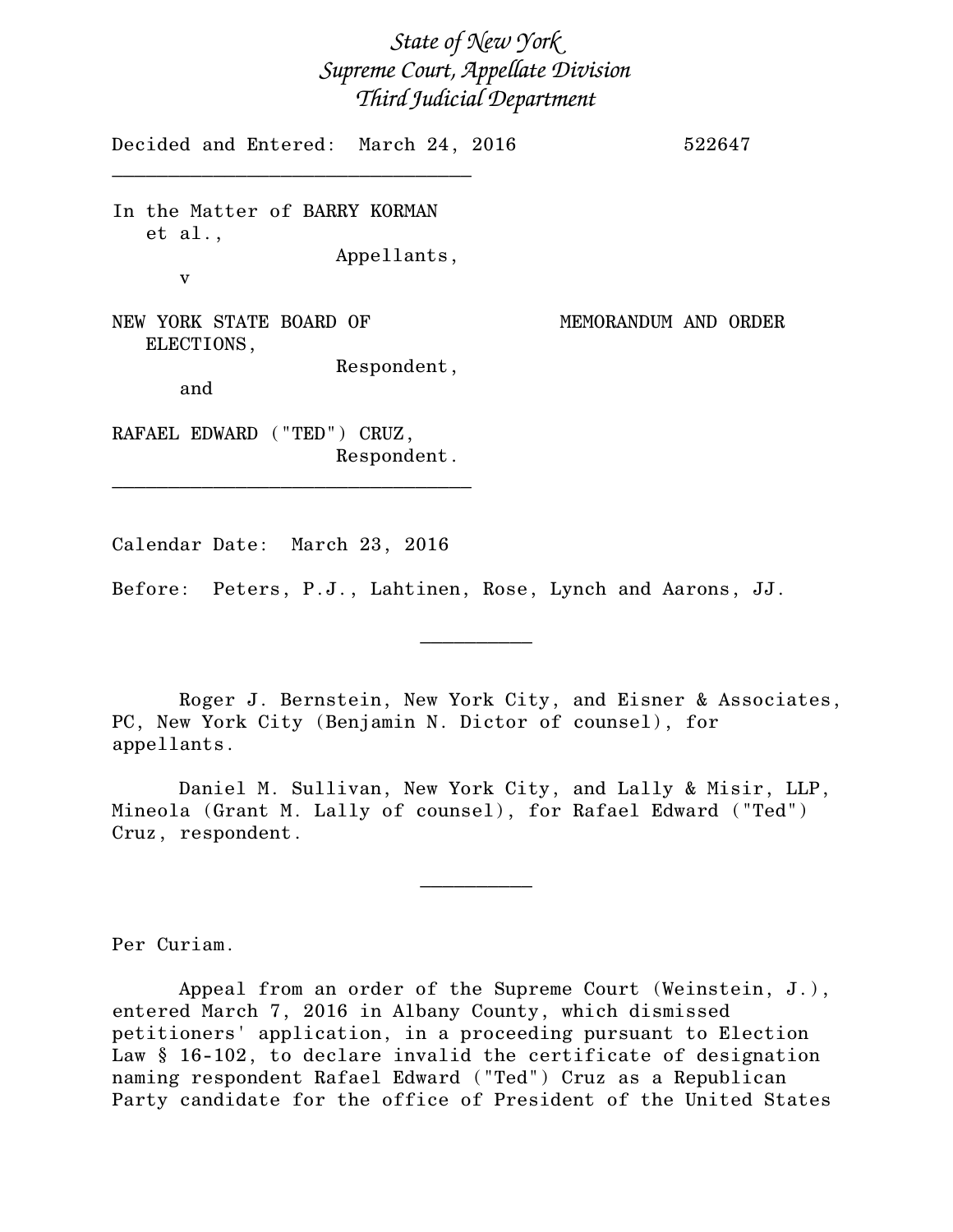*State of New York*
*Supreme Court, Appellate Division*
*Third Judicial Department*

Decided and Entered: March 24, 2016 522647

---

In the Matter of BARRY KORMAN
et al.,
Appellants,
v

NEW YORK STATE BOARD OF ELECTIONS,
Respondent,
and

RAFAEL EDWARD ("TED") CRUZ,
Respondent.

MEMORANDUM AND ORDER

---

Calendar Date: March 23, 2016

Before: Peters, P.J., Lahtinen, Rose, Lynch and Aarons, JJ.

---

Roger J. Bernstein, New York City, and Eisner & Associates, PC, New York City (Benjamin N. Dictor of counsel), for appellants.

Daniel M. Sullivan, New York City, and Lally & Misir, LLP, Mineola (Grant M. Lally of counsel), for Rafael Edward ("Ted") Cruz, respondent.

---

Per Curiam.

Appeal from an order of the Supreme Court (Weinstein, J.), entered March 7, 2016 in Albany County, which dismissed petitioners' application, in a proceeding pursuant to Election Law § 16-102, to declare invalid the certificate of designation naming respondent Rafael Edward ("Ted") Cruz as a Republican Party candidate for the office of President of the United States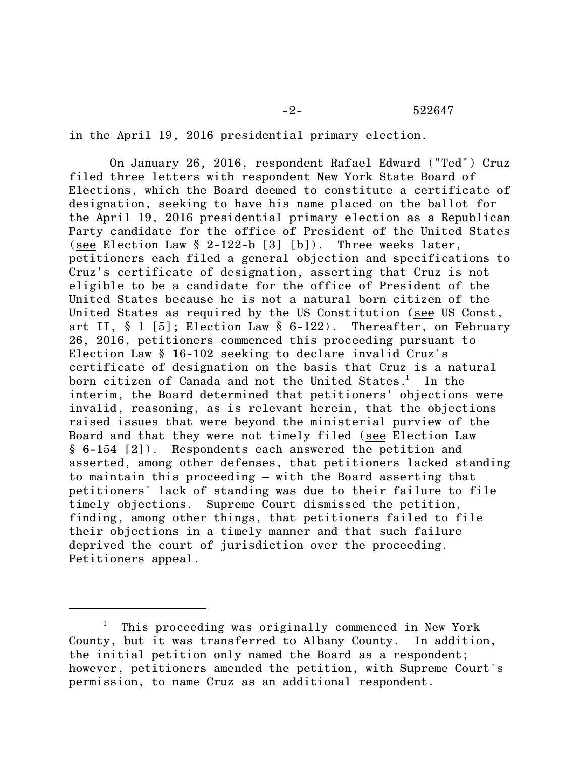in the April 19, 2016 presidential primary election.

On January 26, 2016, respondent Rafael Edward ("Ted") Cruz filed three letters with respondent New York State Board of Elections, which the Board deemed to constitute a certificate of designation, seeking to have his name placed on the ballot for the April 19, 2016 presidential primary election as a Republican Party candidate for the office of President of the United States (see Election Law § 2-122-b [3] [b]). Three weeks later, petitioners each filed a general objection and specifications to Cruz's certificate of designation, asserting that Cruz is not eligible to be a candidate for the office of President of the United States because he is not a natural born citizen of the United States as required by the US Constitution (see US Const, art II, § 1 [5]; Election Law § 6-122). Thereafter, on February 26, 2016, petitioners commenced this proceeding pursuant to Election Law § 16-102 seeking to declare invalid Cruz's certificate of designation on the basis that Cruz is a natural born citizen of Canada and not the United States.[1] In the interim, the Board determined that petitioners' objections were invalid, reasoning, as is relevant herein, that the objections raised issues that were beyond the ministerial purview of the Board and that they were not timely filed (see Election Law § 6-154 [2]). Respondents each answered the petition and asserted, among other defenses, that petitioners lacked standing to maintain this proceeding – with the Board asserting that petitioners' lack of standing was due to their failure to file timely objections. Supreme Court dismissed the petition, finding, among other things, that petitioners failed to file their objections in a timely manner and that such failure deprived the court of jurisdiction over the proceeding. Petitioners appeal.

---

[1] This proceeding was originally commenced in New York County, but it was transferred to Albany County. In addition, the initial petition only named the Board as a respondent; however, petitioners amended the petition, with Supreme Court's permission, to name Cruz as an additional respondent.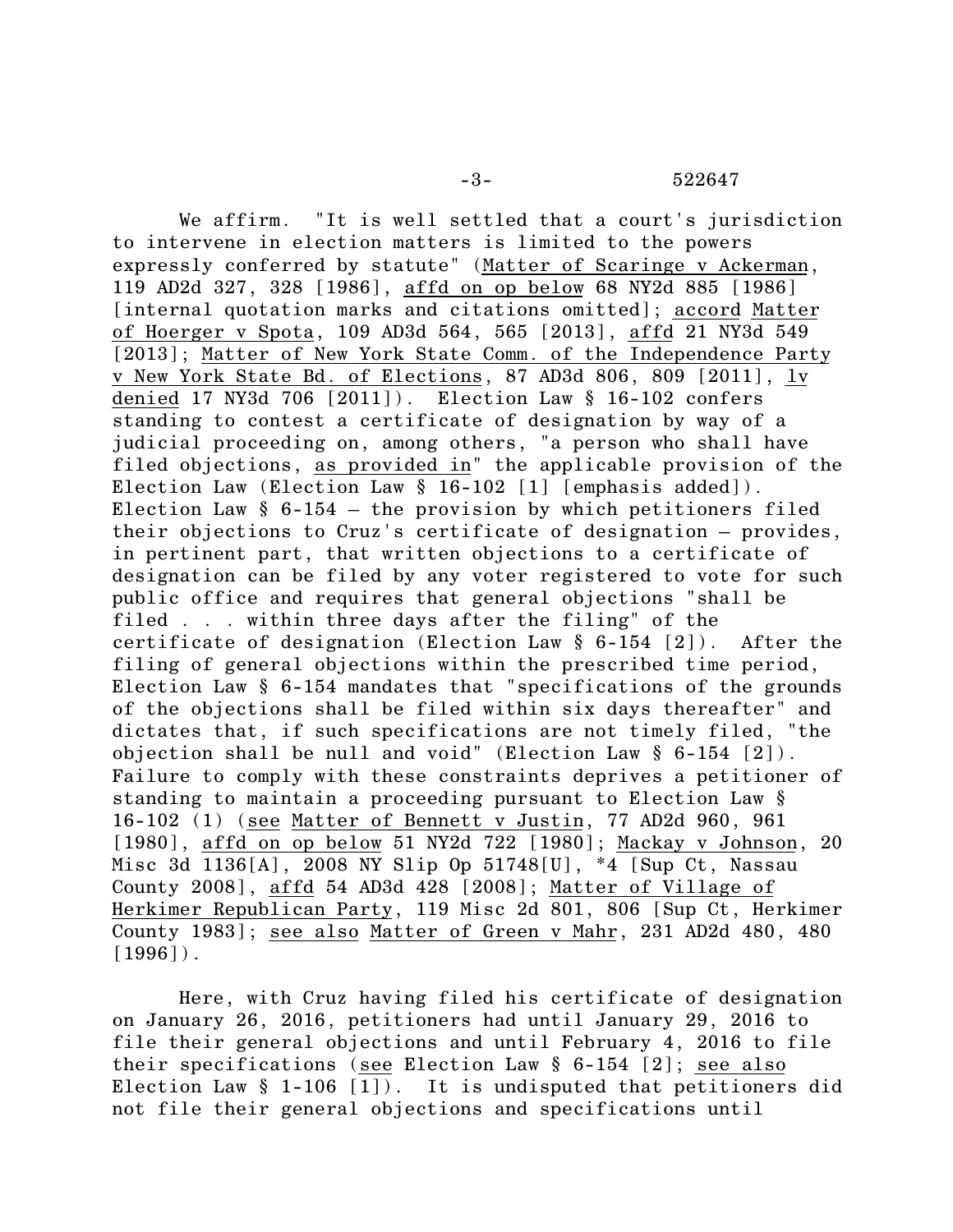We affirm. "It is well settled that a court's jurisdiction to intervene in election matters is limited to the powers expressly conferred by statute" (Matter of Scaringe v Ackerman, 119 AD2d 327, 328 [1986], affd on op below 68 NY2d 885 [1986] [internal quotation marks and citations omitted]; accord Matter of Hoerger v Spota, 109 AD3d 564, 565 [2013], affd 21 NY3d 549 [2013]; Matter of New York State Comm. of the Independence Party v New York State Bd. of Elections, 87 AD3d 806, 809 [2011], lv denied 17 NY3d 706 [2011]). Election Law § 16-102 confers standing to contest a certificate of designation by way of a judicial proceeding on, among others, "a person who shall have filed objections, as provided in" the applicable provision of the Election Law (Election Law § 16-102 [1] [emphasis added]). Election Law § 6-154 – the provision by which petitioners filed their objections to Cruz's certificate of designation – provides, in pertinent part, that written objections to a certificate of designation can be filed by any voter registered to vote for such public office and requires that general objections "shall be filed . . . within three days after the filing" of the certificate of designation (Election Law § 6-154 [2]). After the filing of general objections within the prescribed time period, Election Law § 6-154 mandates that "specifications of the grounds of the objections shall be filed within six days thereafter" and dictates that, if such specifications are not timely filed, "the objection shall be null and void" (Election Law § 6-154 [2]). Failure to comply with these constraints deprives a petitioner of standing to maintain a proceeding pursuant to Election Law § 16-102 (1) (see Matter of Bennett v Justin, 77 AD2d 960, 961 [1980], affd on op below 51 NY2d 722 [1980]; Mackay v Johnson, 20 Misc 3d 1136[A], 2008 NY Slip Op 51748[U], *4 [Sup Ct, Nassau County 2008], affd 54 AD3d 428 [2008]; Matter of Village of Herkimer Republican Party, 119 Misc 2d 801, 806 [Sup Ct, Herkimer County 1983]; see also Matter of Green v Mahr, 231 AD2d 480, 480 [1996]).

Here, with Cruz having filed his certificate of designation on January 26, 2016, petitioners had until January 29, 2016 to file their general objections and until February 4, 2016 to file their specifications (see Election Law § 6-154 [2]; see also Election Law § 1-106 [1]). It is undisputed that petitioners did not file their general objections and specifications until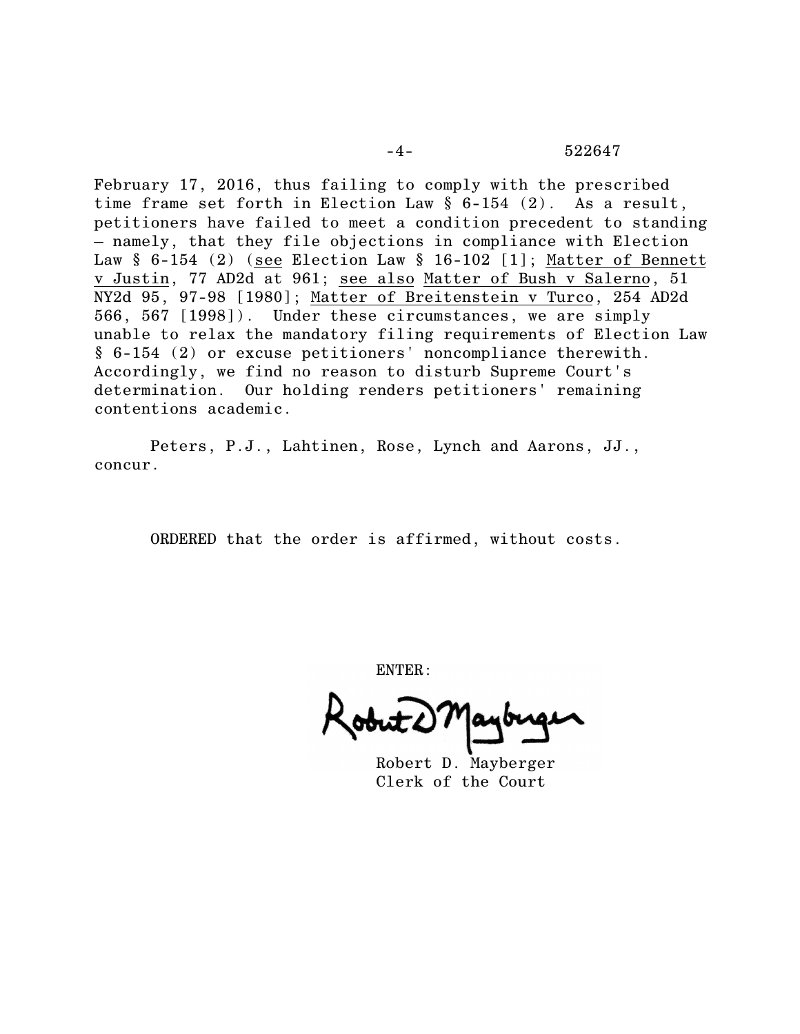February 17, 2016, thus failing to comply with the prescribed time frame set forth in Election Law § 6-154 (2). As a result, petitioners have failed to meet a condition precedent to standing – namely, that they file objections in compliance with Election Law § 6-154 (2) (see Election Law § 16-102 [1]; Matter of Bennett v Justin, 77 AD2d at 961; see also Matter of Bush v Salerno, 51 NY2d 95, 97-98 [1980]; Matter of Breitenstein v Turco, 254 AD2d 566, 567 [1998]). Under these circumstances, we are simply unable to relax the mandatory filing requirements of Election Law § 6-154 (2) or excuse petitioners' noncompliance therewith. Accordingly, we find no reason to disturb Supreme Court's determination. Our holding renders petitioners' remaining contentions academic.

Peters, P.J., Lahtinen, Rose, Lynch and Aarons, JJ., concur.

ORDERED that the order is affirmed, without costs.

ENTER:

Robert D. Mayberger
Clerk of the Court